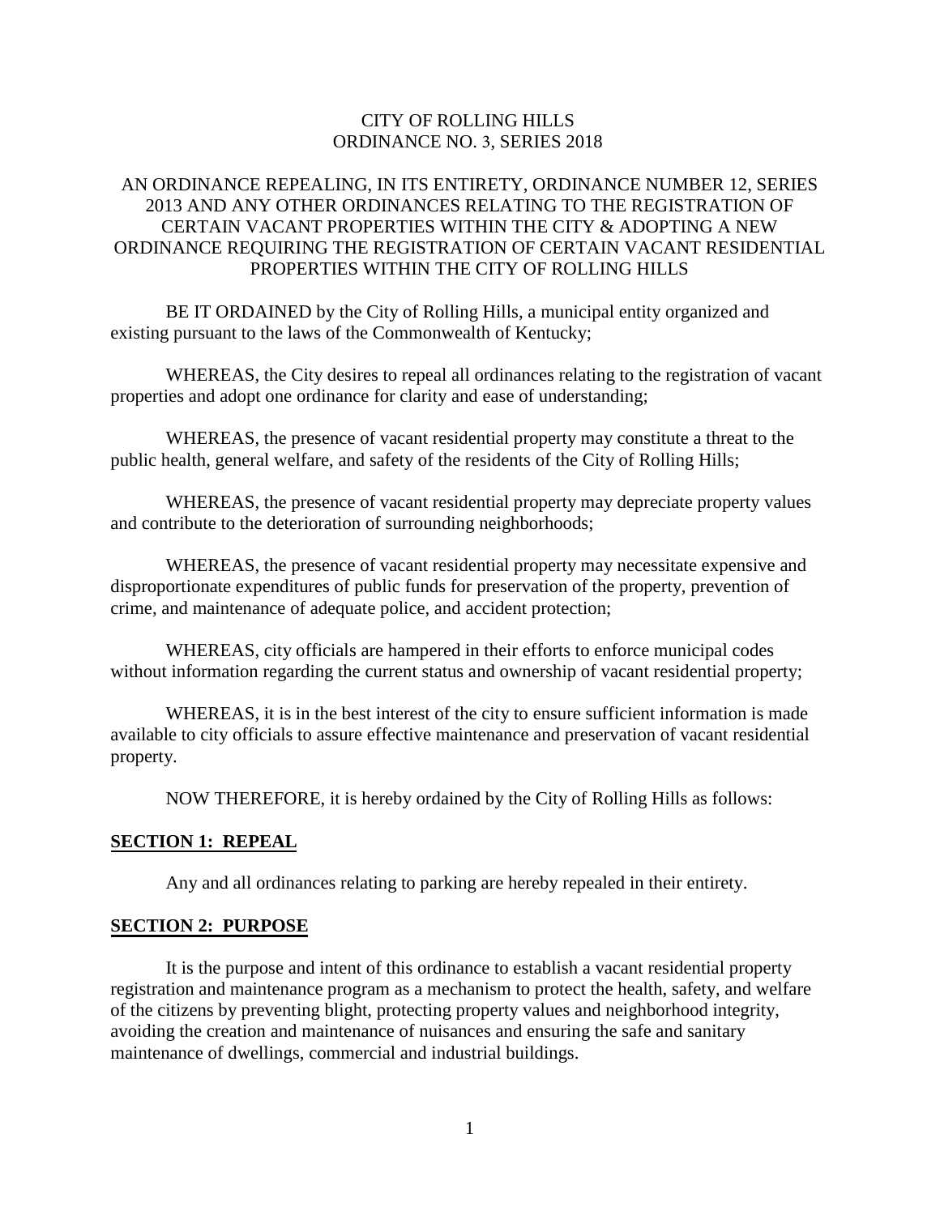CITY OF ROLLING HILLS
ORDINANCE NO. 3, SERIES 2018

AN ORDINANCE REPEALING, IN ITS ENTIRETY, ORDINANCE NUMBER 12, SERIES 2013 AND ANY OTHER ORDINANCES RELATING TO THE REGISTRATION OF CERTAIN VACANT PROPERTIES WITHIN THE CITY & ADOPTING A NEW ORDINANCE REQUIRING THE REGISTRATION OF CERTAIN VACANT RESIDENTIAL PROPERTIES WITHIN THE CITY OF ROLLING HILLS

BE IT ORDAINED by the City of Rolling Hills, a municipal entity organized and existing pursuant to the laws of the Commonwealth of Kentucky;

WHEREAS, the City desires to repeal all ordinances relating to the registration of vacant properties and adopt one ordinance for clarity and ease of understanding;

WHEREAS, the presence of vacant residential property may constitute a threat to the public health, general welfare, and safety of the residents of the City of Rolling Hills;

WHEREAS, the presence of vacant residential property may depreciate property values and contribute to the deterioration of surrounding neighborhoods;

WHEREAS, the presence of vacant residential property may necessitate expensive and disproportionate expenditures of public funds for preservation of the property, prevention of crime, and maintenance of adequate police, and accident protection;

WHEREAS, city officials are hampered in their efforts to enforce municipal codes without information regarding the current status and ownership of vacant residential property;

WHEREAS, it is in the best interest of the city to ensure sufficient information is made available to city officials to assure effective maintenance and preservation of vacant residential property.

NOW THEREFORE, it is hereby ordained by the City of Rolling Hills as follows:

**SECTION 1: REPEAL**

Any and all ordinances relating to parking are hereby repealed in their entirety.

**SECTION 2: PURPOSE**

It is the purpose and intent of this ordinance to establish a vacant residential property registration and maintenance program as a mechanism to protect the health, safety, and welfare of the citizens by preventing blight, protecting property values and neighborhood integrity, avoiding the creation and maintenance of nuisances and ensuring the safe and sanitary maintenance of dwellings, commercial and industrial buildings.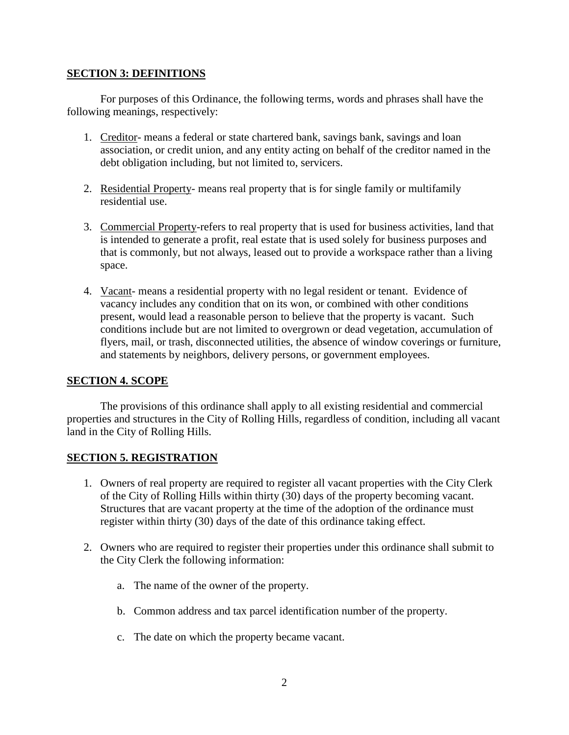## SECTION 3: DEFINITIONS

For purposes of this Ordinance, the following terms, words and phrases shall have the following meanings, respectively:

1. Creditor- means a federal or state chartered bank, savings bank, savings and loan association, or credit union, and any entity acting on behalf of the creditor named in the debt obligation including, but not limited to, servicers.

2. Residential Property- means real property that is for single family or multifamily residential use.

3. Commercial Property-refers to real property that is used for business activities, land that is intended to generate a profit, real estate that is used solely for business purposes and that is commonly, but not always, leased out to provide a workspace rather than a living space.

4. Vacant- means a residential property with no legal resident or tenant. Evidence of vacancy includes any condition that on its won, or combined with other conditions present, would lead a reasonable person to believe that the property is vacant. Such conditions include but are not limited to overgrown or dead vegetation, accumulation of flyers, mail, or trash, disconnected utilities, the absence of window coverings or furniture, and statements by neighbors, delivery persons, or government employees.

## SECTION 4. SCOPE

The provisions of this ordinance shall apply to all existing residential and commercial properties and structures in the City of Rolling Hills, regardless of condition, including all vacant land in the City of Rolling Hills.

## SECTION 5. REGISTRATION

1. Owners of real property are required to register all vacant properties with the City Clerk of the City of Rolling Hills within thirty (30) days of the property becoming vacant. Structures that are vacant property at the time of the adoption of the ordinance must register within thirty (30) days of the date of this ordinance taking effect.

2. Owners who are required to register their properties under this ordinance shall submit to the City Clerk the following information:

    a. The name of the owner of the property.

    b. Common address and tax parcel identification number of the property.

    c. The date on which the property became vacant.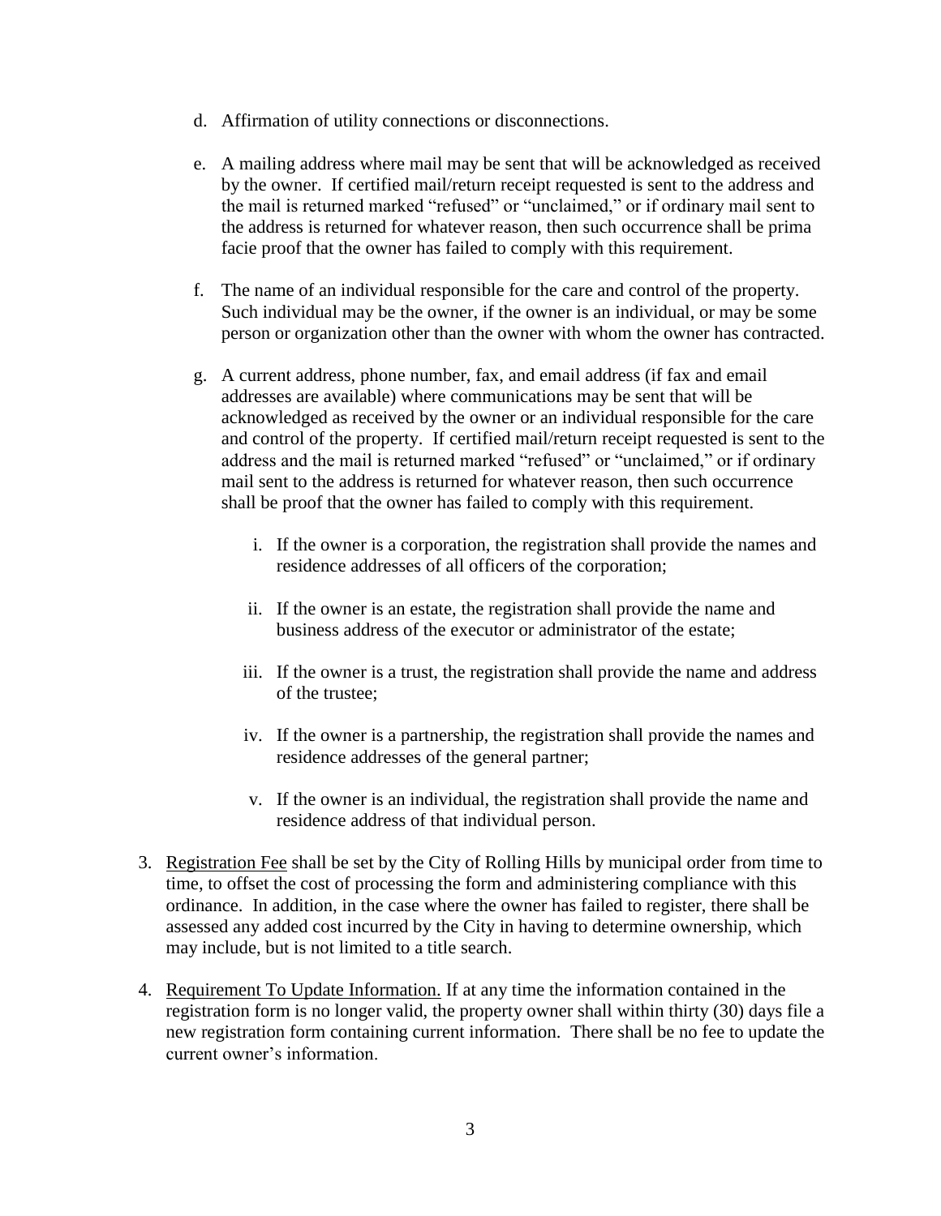d. Affirmation of utility connections or disconnections.

e. A mailing address where mail may be sent that will be acknowledged as received by the owner. If certified mail/return receipt requested is sent to the address and the mail is returned marked "refused" or "unclaimed," or if ordinary mail sent to the address is returned for whatever reason, then such occurrence shall be prima facie proof that the owner has failed to comply with this requirement.

f. The name of an individual responsible for the care and control of the property. Such individual may be the owner, if the owner is an individual, or may be some person or organization other than the owner with whom the owner has contracted.

g. A current address, phone number, fax, and email address (if fax and email addresses are available) where communications may be sent that will be acknowledged as received by the owner or an individual responsible for the care and control of the property. If certified mail/return receipt requested is sent to the address and the mail is returned marked "refused" or "unclaimed," or if ordinary mail sent to the address is returned for whatever reason, then such occurrence shall be proof that the owner has failed to comply with this requirement.

   i. If the owner is a corporation, the registration shall provide the names and residence addresses of all officers of the corporation;

   ii. If the owner is an estate, the registration shall provide the name and business address of the executor or administrator of the estate;

   iii. If the owner is a trust, the registration shall provide the name and address of the trustee;

   iv. If the owner is a partnership, the registration shall provide the names and residence addresses of the general partner;

   v. If the owner is an individual, the registration shall provide the name and residence address of that individual person.

3. Registration Fee shall be set by the City of Rolling Hills by municipal order from time to time, to offset the cost of processing the form and administering compliance with this ordinance. In addition, in the case where the owner has failed to register, there shall be assessed any added cost incurred by the City in having to determine ownership, which may include, but is not limited to a title search.

4. Requirement To Update Information. If at any time the information contained in the registration form is no longer valid, the property owner shall within thirty (30) days file a new registration form containing current information. There shall be no fee to update the current owner's information.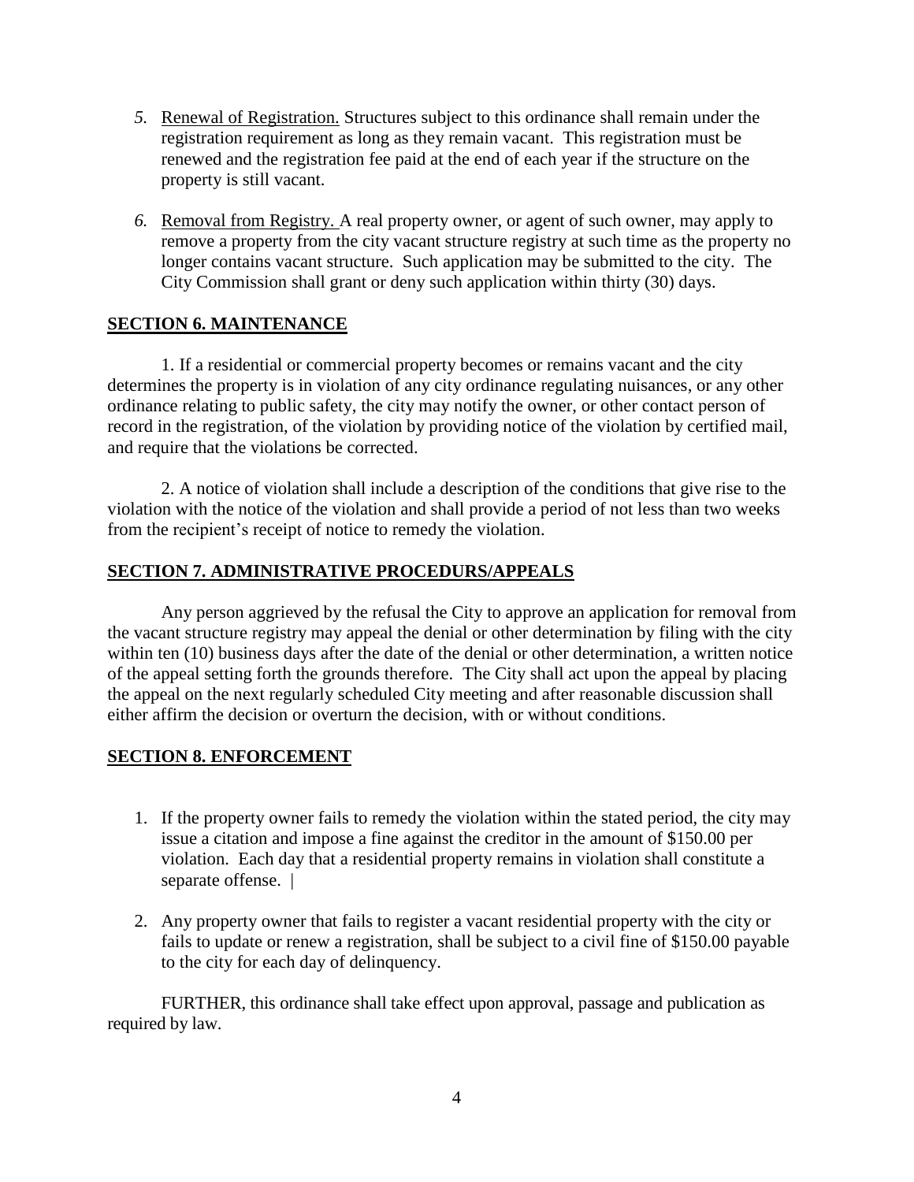5. Renewal of Registration. Structures subject to this ordinance shall remain under the registration requirement as long as they remain vacant. This registration must be renewed and the registration fee paid at the end of each year if the structure on the property is still vacant.

6. Removal from Registry. A real property owner, or agent of such owner, may apply to remove a property from the city vacant structure registry at such time as the property no longer contains vacant structure. Such application may be submitted to the city. The City Commission shall grant or deny such application within thirty (30) days.

## SECTION 6. MAINTENANCE

1. If a residential or commercial property becomes or remains vacant and the city determines the property is in violation of any city ordinance regulating nuisances, or any other ordinance relating to public safety, the city may notify the owner, or other contact person of record in the registration, of the violation by providing notice of the violation by certified mail, and require that the violations be corrected.

2. A notice of violation shall include a description of the conditions that give rise to the violation with the notice of the violation and shall provide a period of not less than two weeks from the recipient's receipt of notice to remedy the violation.

## SECTION 7. ADMINISTRATIVE PROCEDURS/APPEALS

Any person aggrieved by the refusal the City to approve an application for removal from the vacant structure registry may appeal the denial or other determination by filing with the city within ten (10) business days after the date of the denial or other determination, a written notice of the appeal setting forth the grounds therefore. The City shall act upon the appeal by placing the appeal on the next regularly scheduled City meeting and after reasonable discussion shall either affirm the decision or overturn the decision, with or without conditions.

## SECTION 8. ENFORCEMENT

1. If the property owner fails to remedy the violation within the stated period, the city may issue a citation and impose a fine against the creditor in the amount of $150.00 per violation. Each day that a residential property remains in violation shall constitute a separate offense. |

2. Any property owner that fails to register a vacant residential property with the city or fails to update or renew a registration, shall be subject to a civil fine of $150.00 payable to the city for each day of delinquency.

FURTHER, this ordinance shall take effect upon approval, passage and publication as required by law.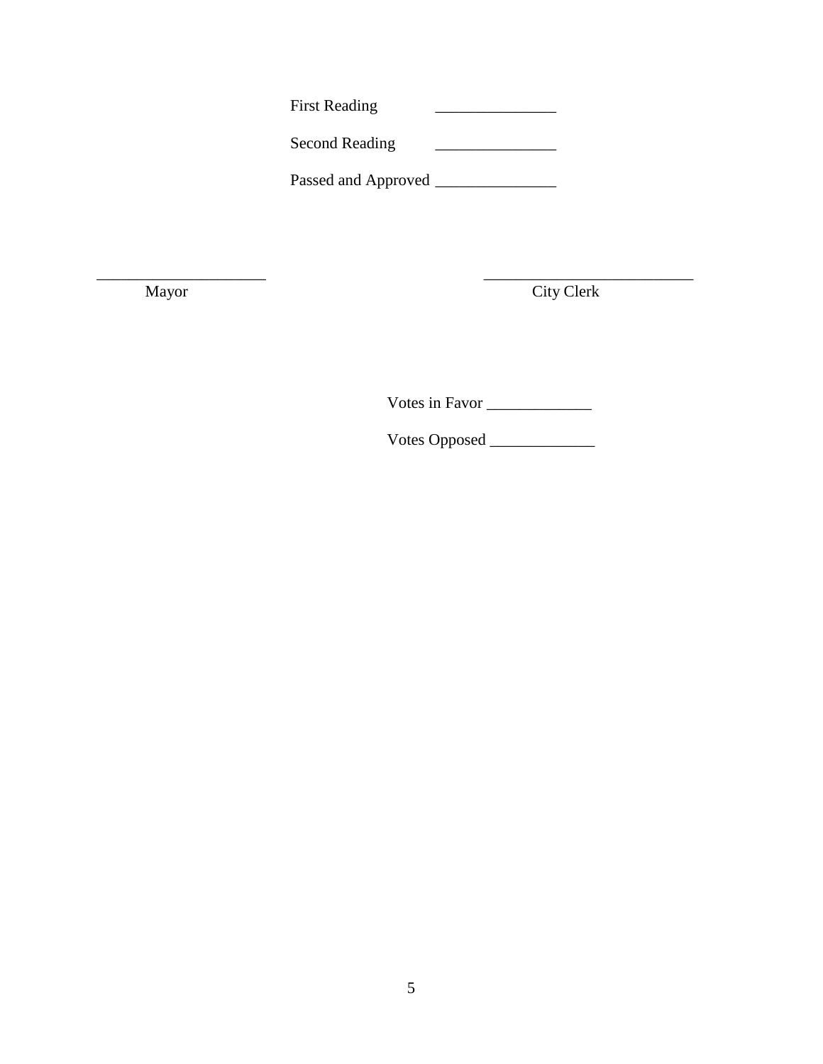First Reading _______________

Second Reading _______________

Passed and Approved _______________

_____________________ Mayor

__________________________ City Clerk

Votes in Favor _____________

Votes Opposed _____________